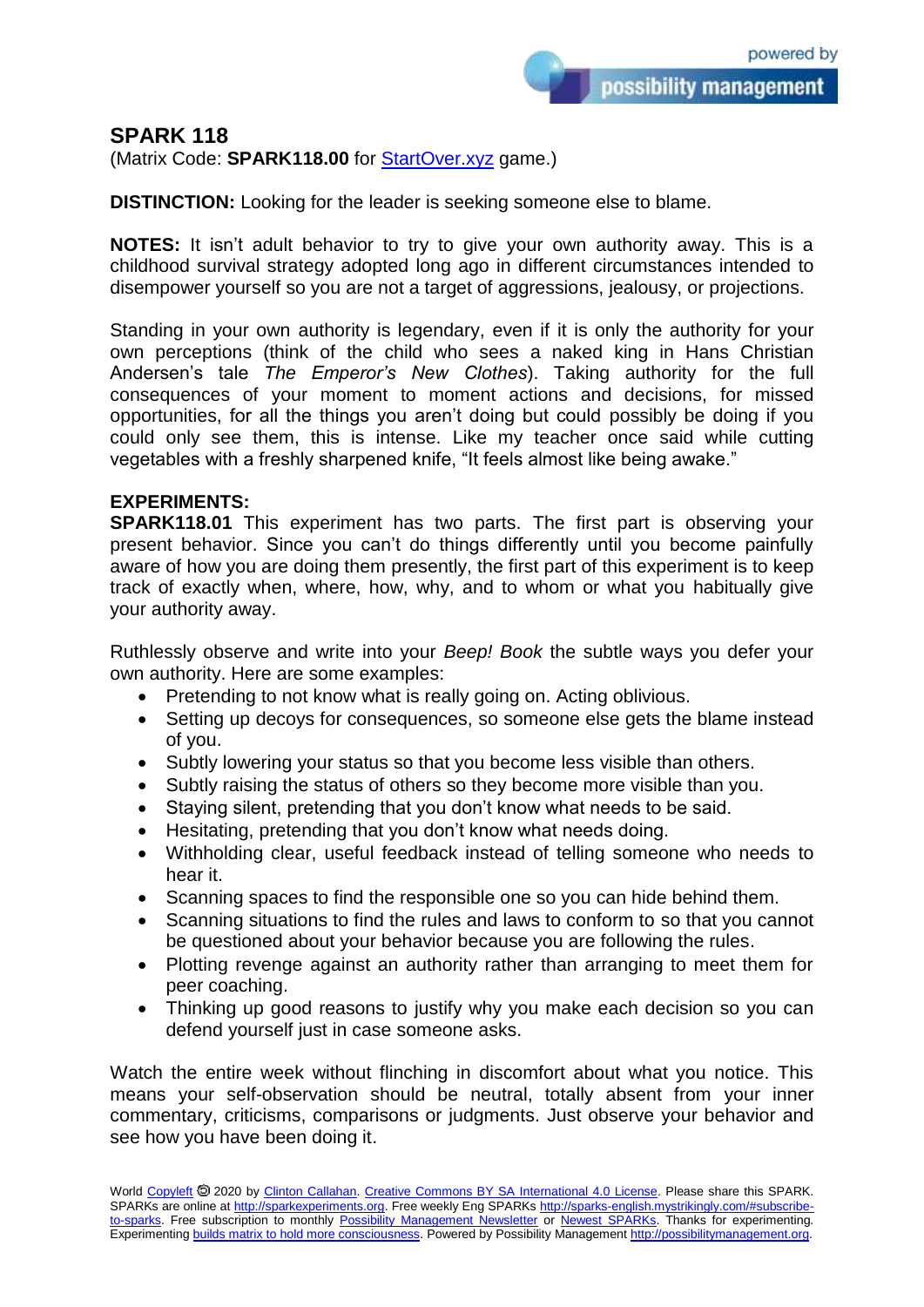# SPARK 118

(Matrix Code: **SPARK118.00** for StartOver.xyz game.)

**DISTINCTION:** Looking for the leader is seeking someone else to blame.

**NOTES:** It isn't adult behavior to try to give your own authority away. This is a childhood survival strategy adopted long ago in different circumstances intended to disempower yourself so you are not a target of aggressions, jealousy, or projections.

Standing in your own authority is legendary, even if it is only the authority for your own perceptions (think of the child who sees a naked king in Hans Christian Andersen's tale *The Emperor's New Clothes*). Taking authority for the full consequences of your moment to moment actions and decisions, for missed opportunities, for all the things you aren't doing but could possibly be doing if you could only see them, this is intense. Like my teacher once said while cutting vegetables with a freshly sharpened knife, "It feels almost like being awake."

**EXPERIMENTS:**

**SPARK118.01** This experiment has two parts. The first part is observing your present behavior. Since you can't do things differently until you become painfully aware of how you are doing them presently, the first part of this experiment is to keep track of exactly when, where, how, why, and to whom or what you habitually give your authority away.

Ruthlessly observe and write into your *Beep! Book* the subtle ways you defer your own authority. Here are some examples:

- Pretending to not know what is really going on. Acting oblivious.
- Setting up decoys for consequences, so someone else gets the blame instead of you.
- Subtly lowering your status so that you become less visible than others.
- Subtly raising the status of others so they become more visible than you.
- Staying silent, pretending that you don't know what needs to be said.
- Hesitating, pretending that you don't know what needs doing.
- Withholding clear, useful feedback instead of telling someone who needs to hear it.
- Scanning spaces to find the responsible one so you can hide behind them.
- Scanning situations to find the rules and laws to conform to so that you cannot be questioned about your behavior because you are following the rules.
- Plotting revenge against an authority rather than arranging to meet them for peer coaching.
- Thinking up good reasons to justify why you make each decision so you can defend yourself just in case someone asks.

Watch the entire week without flinching in discomfort about what you notice. This means your self-observation should be neutral, totally absent from your inner commentary, criticisms, comparisons or judgments. Just observe your behavior and see how you have been doing it.

World Copyleft 🄯 2020 by Clinton Callahan. Creative Commons BY SA International 4.0 License. Please share this SPARK. SPARKs are online at http://sparkexperiments.org. Free weekly Eng SPARKs http://sparks-english.mystrikingly.com/#subscribe-to-sparks. Free subscription to monthly Possibility Management Newsletter or Newest SPARKs. Thanks for experimenting. Experimenting builds matrix to hold more consciousness. Powered by Possibility Management http://possibilitymanagement.org.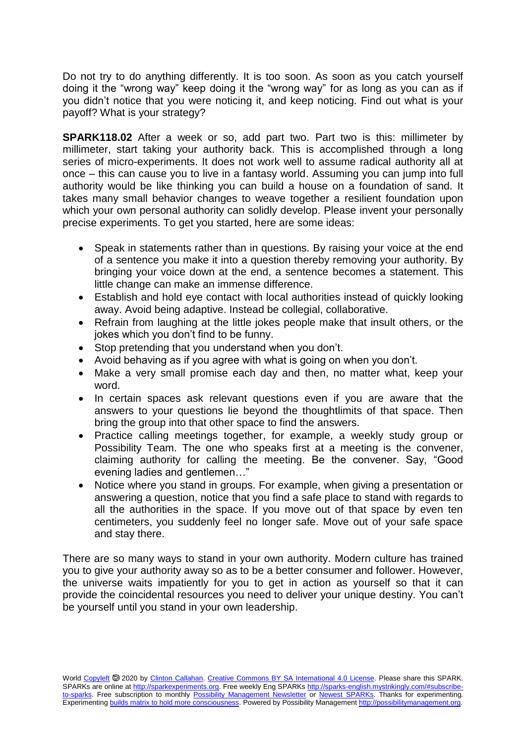Do not try to do anything differently. It is too soon. As soon as you catch yourself doing it the "wrong way" keep doing it the "wrong way" for as long as you can as if you didn't notice that you were noticing it, and keep noticing. Find out what is your payoff? What is your strategy?

**SPARK118.02** After a week or so, add part two. Part two is this: millimeter by millimeter, start taking your authority back. This is accomplished through a long series of micro-experiments. It does not work well to assume radical authority all at once – this can cause you to live in a fantasy world. Assuming you can jump into full authority would be like thinking you can build a house on a foundation of sand. It takes many small behavior changes to weave together a resilient foundation upon which your own personal authority can solidly develop. Please invent your personally precise experiments. To get you started, here are some ideas:

- Speak in statements rather than in questions. By raising your voice at the end of a sentence you make it into a question thereby removing your authority. By bringing your voice down at the end, a sentence becomes a statement. This little change can make an immense difference.
- Establish and hold eye contact with local authorities instead of quickly looking away. Avoid being adaptive. Instead be collegial, collaborative.
- Refrain from laughing at the little jokes people make that insult others, or the jokes which you don't find to be funny.
- Stop pretending that you understand when you don't.
- Avoid behaving as if you agree with what is going on when you don't.
- Make a very small promise each day and then, no matter what, keep your word.
- In certain spaces ask relevant questions even if you are aware that the answers to your questions lie beyond the thoughtlimits of that space. Then bring the group into that other space to find the answers.
- Practice calling meetings together, for example, a weekly study group or Possibility Team. The one who speaks first at a meeting is the convener, claiming authority for calling the meeting. Be the convener. Say, "Good evening ladies and gentlemen…"
- Notice where you stand in groups. For example, when giving a presentation or answering a question, notice that you find a safe place to stand with regards to all the authorities in the space. If you move out of that space by even ten centimeters, you suddenly feel no longer safe. Move out of your safe space and stay there.

There are so many ways to stand in your own authority. Modern culture has trained you to give your authority away so as to be a better consumer and follower. However, the universe waits impatiently for you to get in action as yourself so that it can provide the coincidental resources you need to deliver your unique destiny. You can't be yourself until you stand in your own leadership.